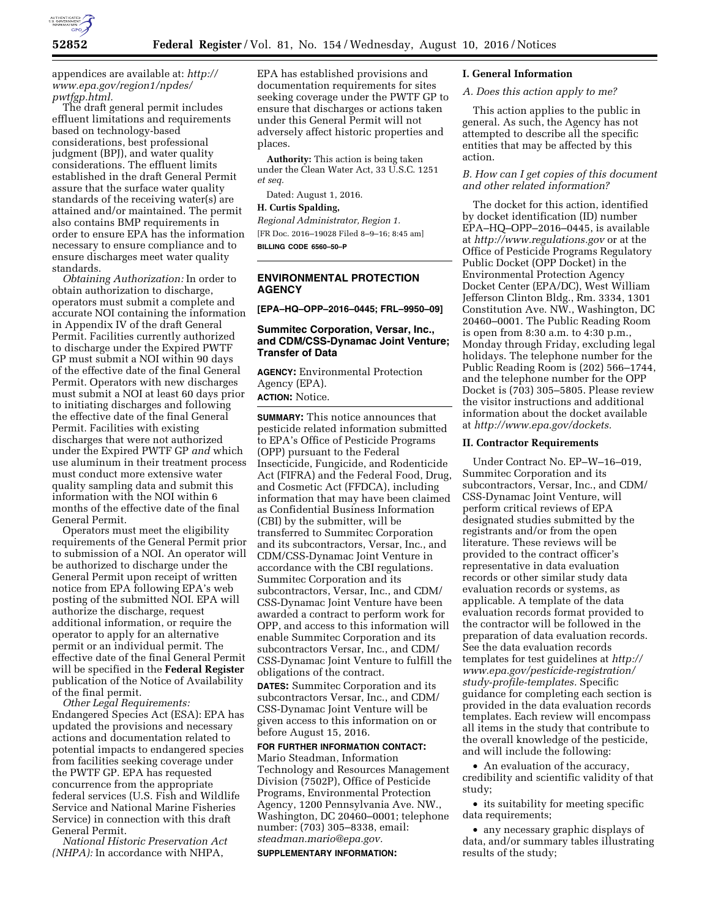appendices are available at: *http://www.epa.gov/region1/npdes/pwtfgp.html.*

The draft general permit includes effluent limitations and requirements based on technology-based considerations, best professional judgment (BPJ), and water quality considerations. The effluent limits established in the draft General Permit assure that the surface water quality standards of the receiving water(s) are attained and/or maintained. The permit also contains BMP requirements in order to ensure EPA has the information necessary to ensure compliance and to ensure discharges meet water quality standards.

*Obtaining Authorization:* In order to obtain authorization to discharge, operators must submit a complete and accurate NOI containing the information in Appendix IV of the draft General Permit. Facilities currently authorized to discharge under the Expired PWTF GP must submit a NOI within 90 days of the effective date of the final General Permit. Operators with new discharges must submit a NOI at least 60 days prior to initiating discharges and following the effective date of the final General Permit. Facilities with existing discharges that were not authorized under the Expired PWTF GP *and* which use aluminum in their treatment process must conduct more extensive water quality sampling data and submit this information with the NOI within 6 months of the effective date of the final General Permit.

Operators must meet the eligibility requirements of the General Permit prior to submission of a NOI. An operator will be authorized to discharge under the General Permit upon receipt of written notice from EPA following EPA's web posting of the submitted NOI. EPA will authorize the discharge, request additional information, or require the operator to apply for an alternative permit or an individual permit. The effective date of the final General Permit will be specified in the **Federal Register** publication of the Notice of Availability of the final permit.

*Other Legal Requirements:*

Endangered Species Act (ESA): EPA has updated the provisions and necessary actions and documentation related to potential impacts to endangered species from facilities seeking coverage under the PWTF GP. EPA has requested concurrence from the appropriate federal services (U.S. Fish and Wildlife Service and National Marine Fisheries Service) in connection with this draft General Permit.

*National Historic Preservation Act (NHPA):* In accordance with NHPA, EPA has established provisions and documentation requirements for sites seeking coverage under the PWTF GP to ensure that discharges or actions taken under this General Permit will not adversely affect historic properties and places.

**Authority:** This action is being taken under the Clean Water Act, 33 U.S.C. 1251 *et seq.*

Dated: August 1, 2016.

**H. Curtis Spalding,**

*Regional Administrator, Region 1.*

[FR Doc. 2016–19028 Filed 8–9–16; 8:45 am]

**BILLING CODE 6560–50–P**

---

## ENVIRONMENTAL PROTECTION AGENCY

**[EPA–HQ–OPP–2016–0445; FRL–9950–09]**

## Summitec Corporation, Versar, Inc., and CDM/CSS-Dynamac Joint Venture; Transfer of Data

**AGENCY:** Environmental Protection Agency (EPA).

**ACTION:** Notice.

**SUMMARY:** This notice announces that pesticide related information submitted to EPA's Office of Pesticide Programs (OPP) pursuant to the Federal Insecticide, Fungicide, and Rodenticide Act (FIFRA) and the Federal Food, Drug, and Cosmetic Act (FFDCA), including information that may have been claimed as Confidential Business Information (CBI) by the submitter, will be transferred to Summitec Corporation and its subcontractors, Versar, Inc., and CDM/CSS-Dynamac Joint Venture in accordance with the CBI regulations. Summitec Corporation and its subcontractors, Versar, Inc., and CDM/CSS-Dynamac Joint Venture have been awarded a contract to perform work for OPP, and access to this information will enable Summitec Corporation and its subcontractors Versar, Inc., and CDM/CSS-Dynamac Joint Venture to fulfill the obligations of the contract.

**DATES:** Summitec Corporation and its subcontractors Versar, Inc., and CDM/CSS-Dynamac Joint Venture will be given access to this information on or before August 15, 2016.

**FOR FURTHER INFORMATION CONTACT:** Mario Steadman, Information Technology and Resources Management Division (7502P), Office of Pesticide Programs, Environmental Protection Agency, 1200 Pennsylvania Ave. NW., Washington, DC 20460–0001; telephone number: (703) 305–8338, email: *steadman.mario@epa.gov.*

**SUPPLEMENTARY INFORMATION:**

### I. General Information

*A. Does this action apply to me?*

This action applies to the public in general. As such, the Agency has not attempted to describe all the specific entities that may be affected by this action.

*B. How can I get copies of this document and other related information?*

The docket for this action, identified by docket identification (ID) number EPA–HQ–OPP–2016–0445, is available at *http://www.regulations.gov* or at the Office of Pesticide Programs Regulatory Public Docket (OPP Docket) in the Environmental Protection Agency Docket Center (EPA/DC), West William Jefferson Clinton Bldg., Rm. 3334, 1301 Constitution Ave. NW., Washington, DC 20460–0001. The Public Reading Room is open from 8:30 a.m. to 4:30 p.m., Monday through Friday, excluding legal holidays. The telephone number for the Public Reading Room is (202) 566–1744, and the telephone number for the OPP Docket is (703) 305–5805. Please review the visitor instructions and additional information about the docket available at *http://www.epa.gov/dockets.*

### II. Contractor Requirements

Under Contract No. EP–W–16–019, Summitec Corporation and its subcontractors, Versar, Inc., and CDM/CSS-Dynamac Joint Venture, will perform critical reviews of EPA designated studies submitted by the registrants and/or from the open literature. These reviews will be provided to the contract officer's representative in data evaluation records or other similar study data evaluation records or systems, as applicable. A template of the data evaluation records format provided to the contractor will be followed in the preparation of data evaluation records. See the data evaluation records templates for test guidelines at *http://www.epa.gov/pesticide-registration/study-profile-templates.* Specific guidance for completing each section is provided in the data evaluation records templates. Each review will encompass all items in the study that contribute to the overall knowledge of the pesticide, and will include the following:

- An evaluation of the accuracy, credibility and scientific validity of that study;
- its suitability for meeting specific data requirements;
- any necessary graphic displays of data, and/or summary tables illustrating results of the study;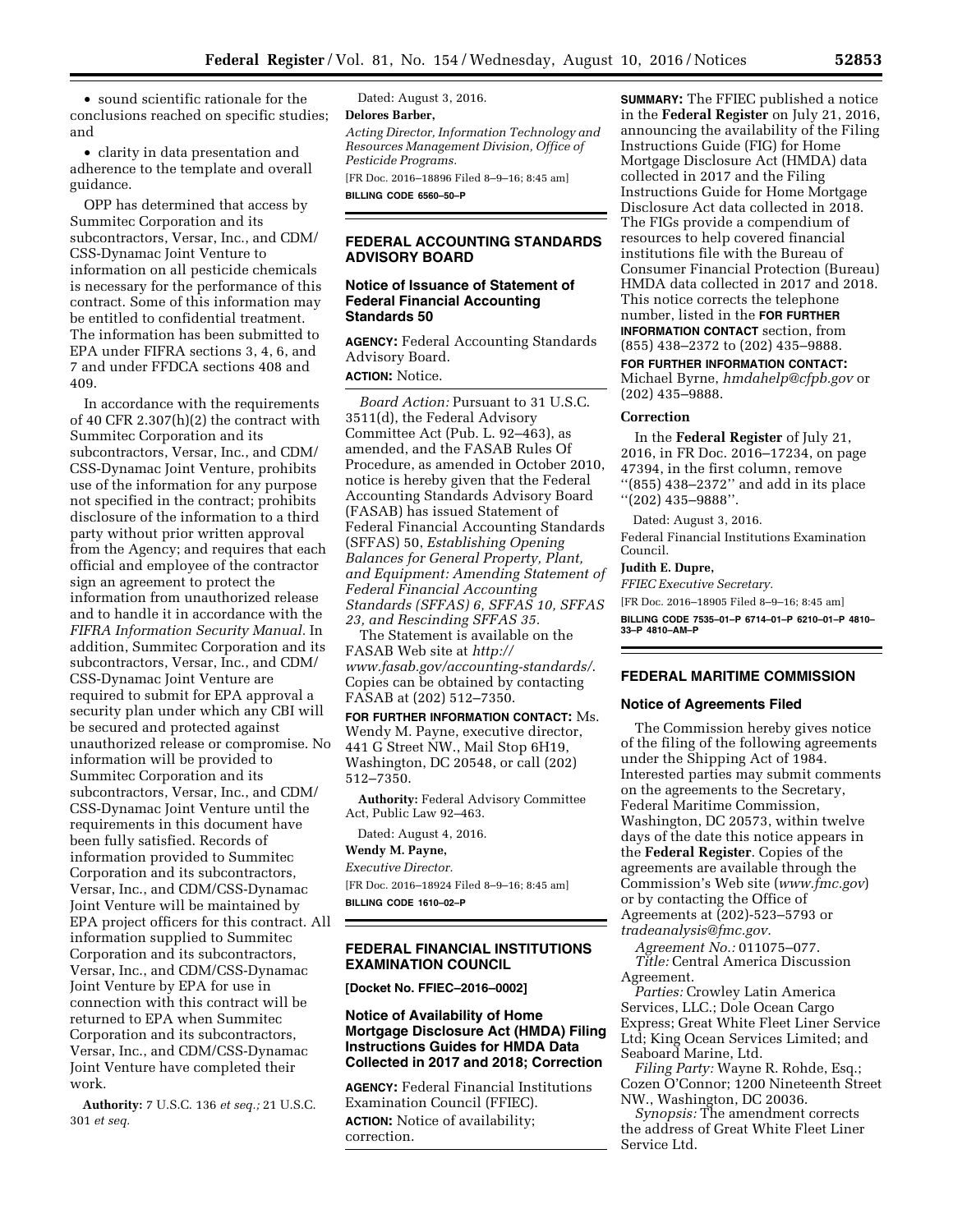- sound scientific rationale for the conclusions reached on specific studies; and
- clarity in data presentation and adherence to the template and overall guidance.

OPP has determined that access by Summitec Corporation and its subcontractors, Versar, Inc., and CDM/CSS-Dynamac Joint Venture to information on all pesticide chemicals is necessary for the performance of this contract. Some of this information may be entitled to confidential treatment. The information has been submitted to EPA under FIFRA sections 3, 4, 6, and 7 and under FFDCA sections 408 and 409.

In accordance with the requirements of 40 CFR 2.307(h)(2) the contract with Summitec Corporation and its subcontractors, Versar, Inc., and CDM/CSS-Dynamac Joint Venture, prohibits use of the information for any purpose not specified in the contract; prohibits disclosure of the information to a third party without prior written approval from the Agency; and requires that each official and employee of the contractor sign an agreement to protect the information from unauthorized release and to handle it in accordance with the *FIFRA Information Security Manual*. In addition, Summitec Corporation and its subcontractors, Versar, Inc., and CDM/CSS-Dynamac Joint Venture are required to submit for EPA approval a security plan under which any CBI will be secured and protected against unauthorized release or compromise. No information will be provided to Summitec Corporation and its subcontractors, Versar, Inc., and CDM/CSS-Dynamac Joint Venture until the requirements in this document have been fully satisfied. Records of information provided to Summitec Corporation and its subcontractors, Versar, Inc., and CDM/CSS-Dynamac Joint Venture will be maintained by EPA project officers for this contract. All information supplied to Summitec Corporation and its subcontractors, Versar, Inc., and CDM/CSS-Dynamac Joint Venture by EPA for use in connection with this contract will be returned to EPA when Summitec Corporation and its subcontractors, Versar, Inc., and CDM/CSS-Dynamac Joint Venture have completed their work.

**Authority:** 7 U.S.C. 136 *et seq.;* 21 U.S.C. 301 *et seq.*

Dated: August 3, 2016.

**Delores Barber,**

*Acting Director, Information Technology and Resources Management Division, Office of Pesticide Programs.*

[FR Doc. 2016–18896 Filed 8–9–16; 8:45 am]

**BILLING CODE 6560–50–P**

## FEDERAL ACCOUNTING STANDARDS ADVISORY BOARD

### Notice of Issuance of Statement of Federal Financial Accounting Standards 50

**AGENCY:** Federal Accounting Standards Advisory Board.

**ACTION:** Notice.

*Board Action:* Pursuant to 31 U.S.C. 3511(d), the Federal Advisory Committee Act (Pub. L. 92–463), as amended, and the FASAB Rules Of Procedure, as amended in October 2010, notice is hereby given that the Federal Accounting Standards Advisory Board (FASAB) has issued Statement of Federal Financial Accounting Standards (SFFAS) 50, *Establishing Opening Balances for General Property, Plant, and Equipment: Amending Statement of Federal Financial Accounting Standards (SFFAS) 6, SFFAS 10, SFFAS 23, and Rescinding SFFAS 35.*

The Statement is available on the FASAB Web site at *http://www.fasab.gov/accounting-standards/*. Copies can be obtained by contacting FASAB at (202) 512–7350.

**FOR FURTHER INFORMATION CONTACT:** Ms. Wendy M. Payne, executive director, 441 G Street NW., Mail Stop 6H19, Washington, DC 20548, or call (202) 512–7350.

**Authority:** Federal Advisory Committee Act, Public Law 92–463.

Dated: August 4, 2016.

**Wendy M. Payne,**

*Executive Director.*

[FR Doc. 2016–18924 Filed 8–9–16; 8:45 am]

**BILLING CODE 1610–02–P**

## FEDERAL FINANCIAL INSTITUTIONS EXAMINATION COUNCIL

**[Docket No. FFIEC–2016–0002]**

### Notice of Availability of Home Mortgage Disclosure Act (HMDA) Filing Instructions Guides for HMDA Data Collected in 2017 and 2018; Correction

**AGENCY:** Federal Financial Institutions Examination Council (FFIEC).

**ACTION:** Notice of availability; correction.

**SUMMARY:** The FFIEC published a notice in the **Federal Register** on July 21, 2016, announcing the availability of the Filing Instructions Guide (FIG) for Home Mortgage Disclosure Act (HMDA) data collected in 2017 and the Filing Instructions Guide for Home Mortgage Disclosure Act data collected in 2018. The FIGs provide a compendium of resources to help covered financial institutions file with the Bureau of Consumer Financial Protection (Bureau) HMDA data collected in 2017 and 2018. This notice corrects the telephone number, listed in the **FOR FURTHER INFORMATION CONTACT** section, from (855) 438–2372 to (202) 435–9888.

**FOR FURTHER INFORMATION CONTACT:** Michael Byrne, *hmdahelp@cfpb.gov* or (202) 435–9888.

**Correction**

In the **Federal Register** of July 21, 2016, in FR Doc. 2016–17234, on page 47394, in the first column, remove ''(855) 438–2372'' and add in its place ''(202) 435–9888''.

Dated: August 3, 2016.

Federal Financial Institutions Examination Council.

**Judith E. Dupre,**

*FFIEC Executive Secretary.*

[FR Doc. 2016–18905 Filed 8–9–16; 8:45 am]

**BILLING CODE 7535–01–P 6714–01–P 6210–01–P 4810–33–P 4810–AM–P**

## FEDERAL MARITIME COMMISSION

### Notice of Agreements Filed

The Commission hereby gives notice of the filing of the following agreements under the Shipping Act of 1984. Interested parties may submit comments on the agreements to the Secretary, Federal Maritime Commission, Washington, DC 20573, within twelve days of the date this notice appears in the **Federal Register**. Copies of the agreements are available through the Commission's Web site (*www.fmc.gov*) or by contacting the Office of Agreements at (202)-523–5793 or *tradeanalysis@fmc.gov.*

*Agreement No.:* 011075–077.

*Title:* Central America Discussion Agreement.

*Parties:* Crowley Latin America Services, LLC.; Dole Ocean Cargo Express; Great White Fleet Liner Service Ltd; King Ocean Services Limited; and Seaboard Marine, Ltd.

*Filing Party:* Wayne R. Rohde, Esq.; Cozen O'Connor; 1200 Nineteenth Street NW., Washington, DC 20036.

*Synopsis:* The amendment corrects the address of Great White Fleet Liner Service Ltd.